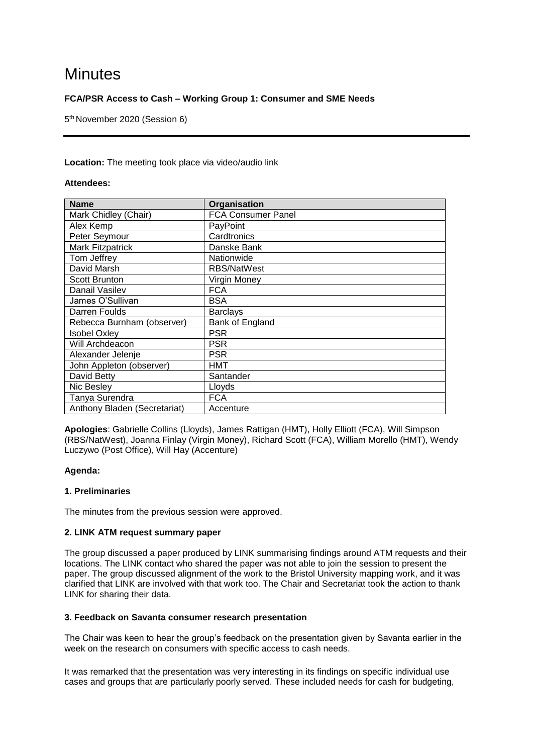# Minutes

**FCA/PSR Access to Cash – Working Group 1: Consumer and SME Needs**

5th November 2020 (Session 6)

---

**Location:** The meeting took place via video/audio link

**Attendees:**

| Name | Organisation |
|---|---|
| Mark Chidley (Chair) | FCA Consumer Panel |
| Alex Kemp | PayPoint |
| Peter Seymour | Cardtronics |
| Mark Fitzpatrick | Danske Bank |
| Tom Jeffrey | Nationwide |
| David Marsh | RBS/NatWest |
| Scott Brunton | Virgin Money |
| Danail Vasilev | FCA |
| James O'Sullivan | BSA |
| Darren Foulds | Barclays |
| Rebecca Burnham (observer) | Bank of England |
| Isobel Oxley | PSR |
| Will Archdeacon | PSR |
| Alexander Jelenje | PSR |
| John Appleton (observer) | HMT |
| David Betty | Santander |
| Nic Besley | Lloyds |
| Tanya Surendra | FCA |
| Anthony Bladen (Secretariat) | Accenture |

**Apologies**: Gabrielle Collins (Lloyds), James Rattigan (HMT), Holly Elliott (FCA), Will Simpson (RBS/NatWest), Joanna Finlay (Virgin Money), Richard Scott (FCA), William Morello (HMT), Wendy Luczywo (Post Office), Will Hay (Accenture)

**Agenda:**

**1. Preliminaries**

The minutes from the previous session were approved.

**2. LINK ATM request summary paper**

The group discussed a paper produced by LINK summarising findings around ATM requests and their locations. The LINK contact who shared the paper was not able to join the session to present the paper. The group discussed alignment of the work to the Bristol University mapping work, and it was clarified that LINK are involved with that work too. The Chair and Secretariat took the action to thank LINK for sharing their data.

**3. Feedback on Savanta consumer research presentation**

The Chair was keen to hear the group's feedback on the presentation given by Savanta earlier in the week on the research on consumers with specific access to cash needs.

It was remarked that the presentation was very interesting in its findings on specific individual use cases and groups that are particularly poorly served. These included needs for cash for budgeting,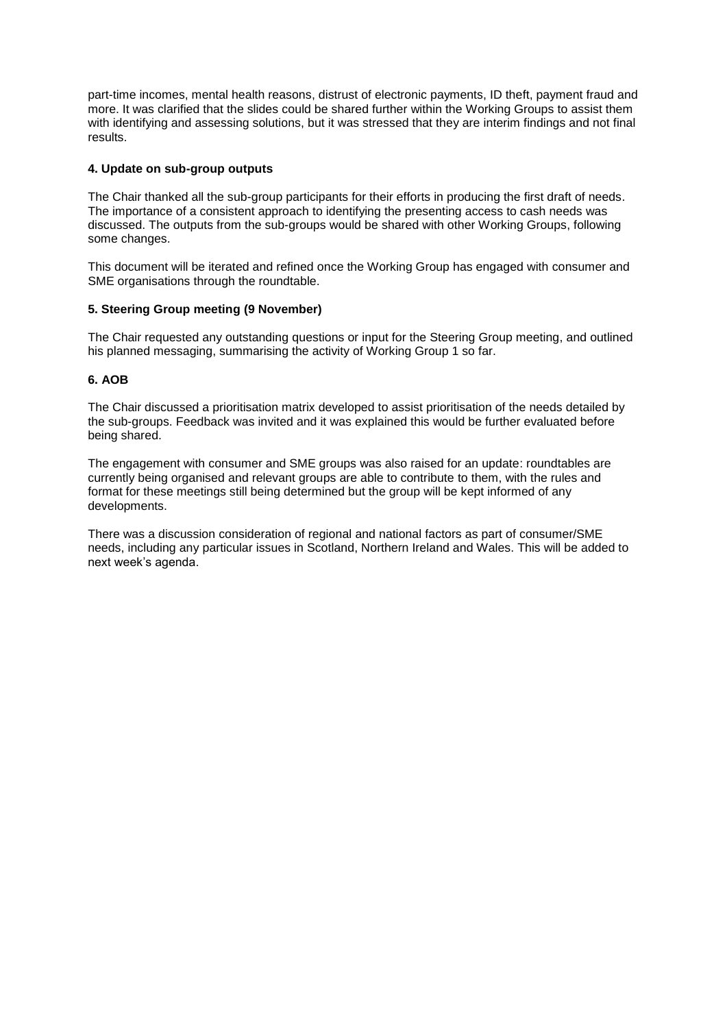part-time incomes, mental health reasons, distrust of electronic payments, ID theft, payment fraud and more. It was clarified that the slides could be shared further within the Working Groups to assist them with identifying and assessing solutions, but it was stressed that they are interim findings and not final results.

**4. Update on sub-group outputs**

The Chair thanked all the sub-group participants for their efforts in producing the first draft of needs. The importance of a consistent approach to identifying the presenting access to cash needs was discussed. The outputs from the sub-groups would be shared with other Working Groups, following some changes.

This document will be iterated and refined once the Working Group has engaged with consumer and SME organisations through the roundtable.

**5. Steering Group meeting (9 November)**

The Chair requested any outstanding questions or input for the Steering Group meeting, and outlined his planned messaging, summarising the activity of Working Group 1 so far.

**6. AOB**

The Chair discussed a prioritisation matrix developed to assist prioritisation of the needs detailed by the sub-groups. Feedback was invited and it was explained this would be further evaluated before being shared.

The engagement with consumer and SME groups was also raised for an update: roundtables are currently being organised and relevant groups are able to contribute to them, with the rules and format for these meetings still being determined but the group will be kept informed of any developments.

There was a discussion consideration of regional and national factors as part of consumer/SME needs, including any particular issues in Scotland, Northern Ireland and Wales. This will be added to next week's agenda.